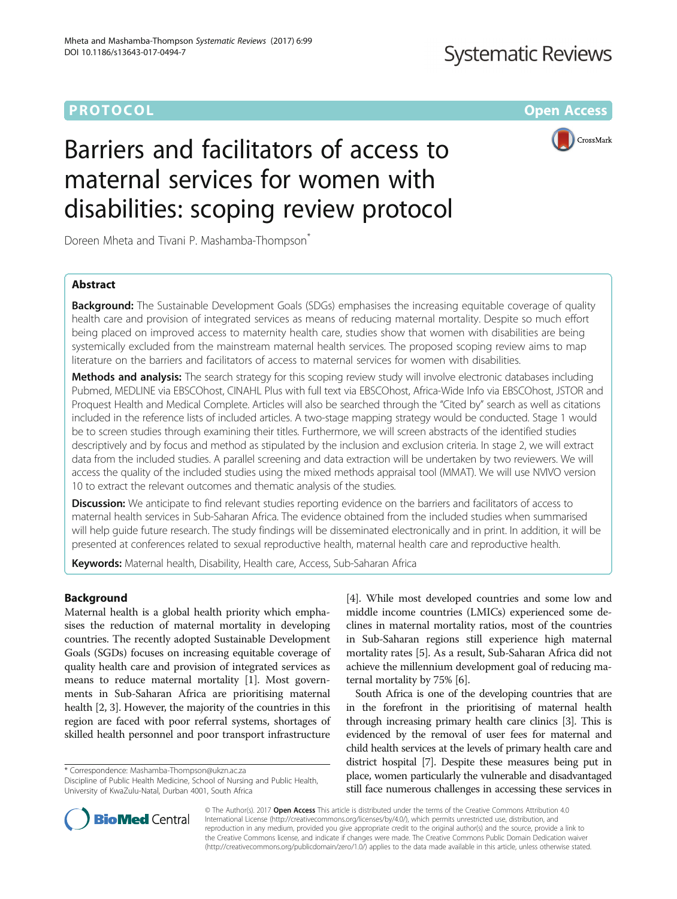PROTOCOL

Open Access

# Barriers and facilitators of access to maternal services for women with disabilities: scoping review protocol

Doreen Mheta and Tivani P. Mashamba-Thompson*

## Abstract

**Background:** The Sustainable Development Goals (SDGs) emphasises the increasing equitable coverage of quality health care and provision of integrated services as means of reducing maternal mortality. Despite so much effort being placed on improved access to maternity health care, studies show that women with disabilities are being systemically excluded from the mainstream maternal health services. The proposed scoping review aims to map literature on the barriers and facilitators of access to maternal services for women with disabilities.

**Methods and analysis:** The search strategy for this scoping review study will involve electronic databases including Pubmed, MEDLINE via EBSCOhost, CINAHL Plus with full text via EBSCOhost, Africa-Wide Info via EBSCOhost, JSTOR and Proquest Health and Medical Complete. Articles will also be searched through the "Cited by" search as well as citations included in the reference lists of included articles. A two-stage mapping strategy would be conducted. Stage 1 would be to screen studies through examining their titles. Furthermore, we will screen abstracts of the identified studies descriptively and by focus and method as stipulated by the inclusion and exclusion criteria. In stage 2, we will extract data from the included studies. A parallel screening and data extraction will be undertaken by two reviewers. We will access the quality of the included studies using the mixed methods appraisal tool (MMAT). We will use NVIVO version 10 to extract the relevant outcomes and thematic analysis of the studies.

**Discussion:** We anticipate to find relevant studies reporting evidence on the barriers and facilitators of access to maternal health services in Sub-Saharan Africa. The evidence obtained from the included studies when summarised will help guide future research. The study findings will be disseminated electronically and in print. In addition, it will be presented at conferences related to sexual reproductive health, maternal health care and reproductive health.

**Keywords:** Maternal health, Disability, Health care, Access, Sub-Saharan Africa

## Background

Maternal health is a global health priority which emphasises the reduction of maternal mortality in developing countries. The recently adopted Sustainable Development Goals (SDGs) focuses on increasing equitable coverage of quality health care and provision of integrated services as means to reduce maternal mortality [1]. Most governments in Sub-Saharan Africa are prioritising maternal health [2, 3]. However, the majority of the countries in this region are faced with poor referral systems, shortages of skilled health personnel and poor transport infrastructure [4]. While most developed countries and some low and middle income countries (LMICs) experienced some declines in maternal mortality ratios, most of the countries in Sub-Saharan regions still experience high maternal mortality rates [5]. As a result, Sub-Saharan Africa did not achieve the millennium development goal of reducing maternal mortality by 75% [6].

South Africa is one of the developing countries that are in the forefront in the prioritising of maternal health through increasing primary health care clinics [3]. This is evidenced by the removal of user fees for maternal and child health services at the levels of primary health care and district hospital [7]. Despite these measures being put in place, women particularly the vulnerable and disadvantaged still face numerous challenges in accessing these services in

\* Correspondence: Mashamba-Thompson@ukzn.ac.za
Discipline of Public Health Medicine, School of Nursing and Public Health, University of KwaZulu-Natal, Durban 4001, South Africa

© The Author(s). 2017 **Open Access** This article is distributed under the terms of the Creative Commons Attribution 4.0 International License (http://creativecommons.org/licenses/by/4.0/), which permits unrestricted use, distribution, and reproduction in any medium, provided you give appropriate credit to the original author(s) and the source, provide a link to the Creative Commons license, and indicate if changes were made. The Creative Commons Public Domain Dedication waiver (http://creativecommons.org/publicdomain/zero/1.0/) applies to the data made available in this article, unless otherwise stated.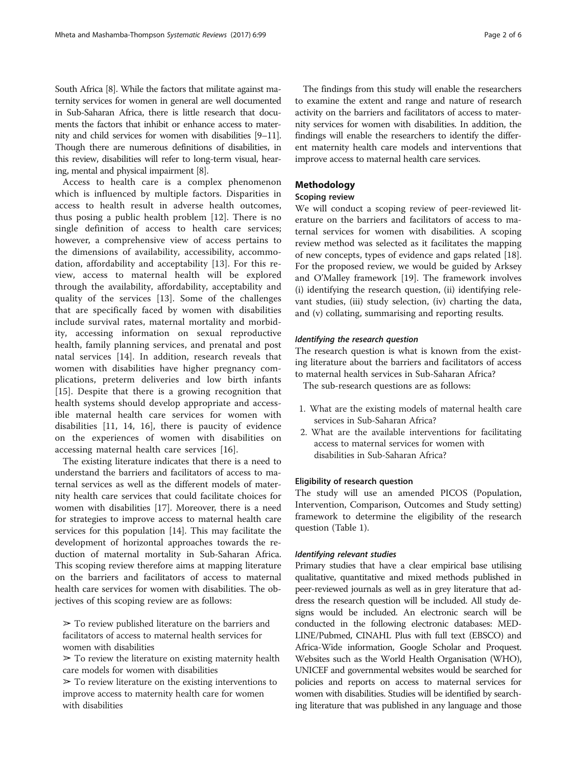South Africa [8]. While the factors that militate against maternity services for women in general are well documented in Sub-Saharan Africa, there is little research that documents the factors that inhibit or enhance access to maternity and child services for women with disabilities [9–11]. Though there are numerous definitions of disabilities, in this review, disabilities will refer to long-term visual, hearing, mental and physical impairment [8].

Access to health care is a complex phenomenon which is influenced by multiple factors. Disparities in access to health result in adverse health outcomes, thus posing a public health problem [12]. There is no single definition of access to health care services; however, a comprehensive view of access pertains to the dimensions of availability, accessibility, accommodation, affordability and acceptability [13]. For this review, access to maternal health will be explored through the availability, affordability, acceptability and quality of the services [13]. Some of the challenges that are specifically faced by women with disabilities include survival rates, maternal mortality and morbidity, accessing information on sexual reproductive health, family planning services, and prenatal and post natal services [14]. In addition, research reveals that women with disabilities have higher pregnancy complications, preterm deliveries and low birth infants [15]. Despite that there is a growing recognition that health systems should develop appropriate and accessible maternal health care services for women with disabilities [11, 14, 16], there is paucity of evidence on the experiences of women with disabilities on accessing maternal health care services [16].

The existing literature indicates that there is a need to understand the barriers and facilitators of access to maternal services as well as the different models of maternity health care services that could facilitate choices for women with disabilities [17]. Moreover, there is a need for strategies to improve access to maternal health care services for this population [14]. This may facilitate the development of horizontal approaches towards the reduction of maternal mortality in Sub-Saharan Africa. This scoping review therefore aims at mapping literature on the barriers and facilitators of access to maternal health care services for women with disabilities. The objectives of this scoping review are as follows:

➢ To review published literature on the barriers and facilitators of access to maternal health services for women with disabilities

➢ To review the literature on existing maternity health care models for women with disabilities

➢ To review literature on the existing interventions to improve access to maternity health care for women with disabilities

The findings from this study will enable the researchers to examine the extent and range and nature of research activity on the barriers and facilitators of access to maternity services for women with disabilities. In addition, the findings will enable the researchers to identify the different maternity health care models and interventions that improve access to maternal health care services.

## Methodology

### Scoping review

We will conduct a scoping review of peer-reviewed literature on the barriers and facilitators of access to maternal services for women with disabilities. A scoping review method was selected as it facilitates the mapping of new concepts, types of evidence and gaps related [18]. For the proposed review, we would be guided by Arksey and O'Malley framework [19]. The framework involves (i) identifying the research question, (ii) identifying relevant studies, (iii) study selection, (iv) charting the data, and (v) collating, summarising and reporting results.

#### *Identifying the research question*

The research question is what is known from the existing literature about the barriers and facilitators of access to maternal health services in Sub-Saharan Africa?

The sub-research questions are as follows:

1. What are the existing models of maternal health care services in Sub-Saharan Africa?
2. What are the available interventions for facilitating access to maternal services for women with disabilities in Sub-Saharan Africa?

#### Eligibility of research question

The study will use an amended PICOS (Population, Intervention, Comparison, Outcomes and Study setting) framework to determine the eligibility of the research question (Table 1).

#### *Identifying relevant studies*

Primary studies that have a clear empirical base utilising qualitative, quantitative and mixed methods published in peer-reviewed journals as well as in grey literature that address the research question will be included. All study designs would be included. An electronic search will be conducted in the following electronic databases: MEDLINE/Pubmed, CINAHL Plus with full text (EBSCO) and Africa-Wide information, Google Scholar and Proquest. Websites such as the World Health Organisation (WHO), UNICEF and governmental websites would be searched for policies and reports on access to maternal services for women with disabilities. Studies will be identified by searching literature that was published in any language and those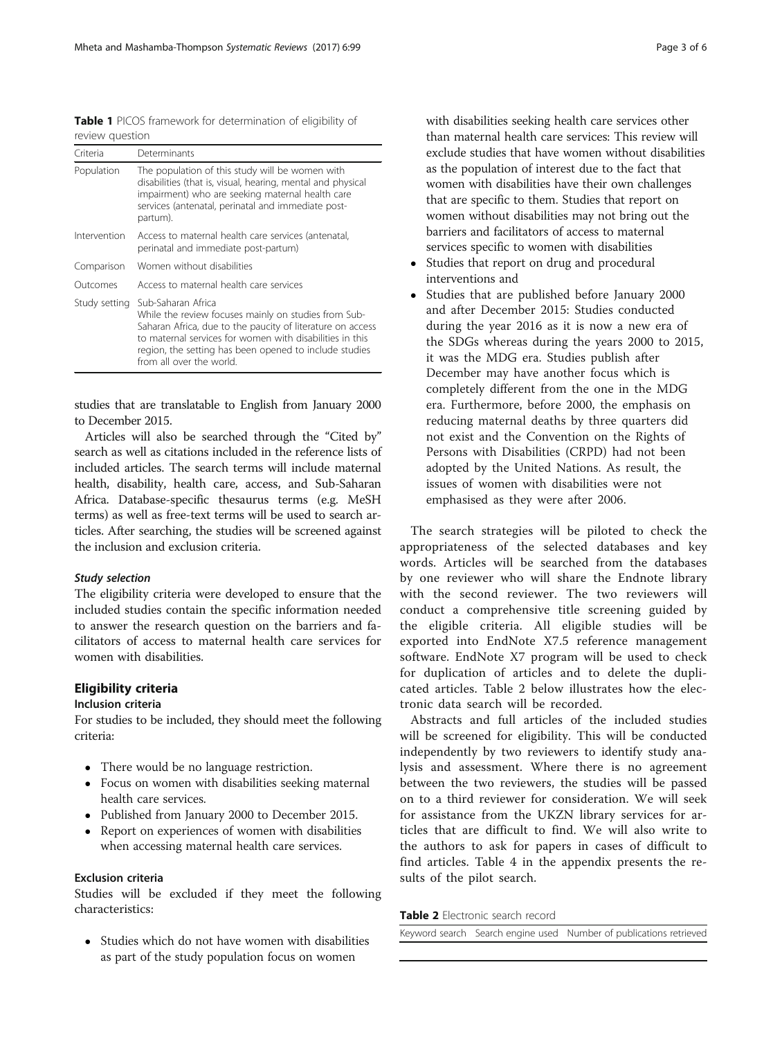**Table 1** PICOS framework for determination of eligibility of review question

| Criteria | Determinants |
|---|---|
| Population | The population of this study will be women with disabilities (that is, visual, hearing, mental and physical impairment) who are seeking maternal health care services (antenatal, perinatal and immediate post-partum). |
| Intervention | Access to maternal health care services (antenatal, perinatal and immediate post-partum) |
| Comparison | Women without disabilities |
| Outcomes | Access to maternal health care services |
| Study setting | Sub-Saharan Africa<br>While the review focuses mainly on studies from Sub-Saharan Africa, due to the paucity of literature on access to maternal services for women with disabilities in this region, the setting has been opened to include studies from all over the world. |

studies that are translatable to English from January 2000 to December 2015.

Articles will also be searched through the "Cited by" search as well as citations included in the reference lists of included articles. The search terms will include maternal health, disability, health care, access, and Sub-Saharan Africa. Database-specific thesaurus terms (e.g. MeSH terms) as well as free-text terms will be used to search articles. After searching, the studies will be screened against the inclusion and exclusion criteria.

#### *Study selection*

The eligibility criteria were developed to ensure that the included studies contain the specific information needed to answer the research question on the barriers and facilitators of access to maternal health care services for women with disabilities.

## Eligibility criteria

### Inclusion criteria

For studies to be included, they should meet the following criteria:

- There would be no language restriction.
- Focus on women with disabilities seeking maternal health care services.
- Published from January 2000 to December 2015.
- Report on experiences of women with disabilities when accessing maternal health care services.

### Exclusion criteria

Studies will be excluded if they meet the following characteristics:

- Studies which do not have women with disabilities as part of the study population focus on women with disabilities seeking health care services other than maternal health care services: This review will exclude studies that have women without disabilities as the population of interest due to the fact that women with disabilities have their own challenges that are specific to them. Studies that report on women without disabilities may not bring out the barriers and facilitators of access to maternal services specific to women with disabilities
- Studies that report on drug and procedural interventions and
- Studies that are published before January 2000 and after December 2015: Studies conducted during the year 2016 as it is now a new era of the SDGs whereas during the years 2000 to 2015, it was the MDG era. Studies publish after December may have another focus which is completely different from the one in the MDG era. Furthermore, before 2000, the emphasis on reducing maternal deaths by three quarters did not exist and the Convention on the Rights of Persons with Disabilities (CRPD) had not been adopted by the United Nations. As result, the issues of women with disabilities were not emphasised as they were after 2006.

The search strategies will be piloted to check the appropriateness of the selected databases and key words. Articles will be searched from the databases by one reviewer who will share the Endnote library with the second reviewer. The two reviewers will conduct a comprehensive title screening guided by the eligible criteria. All eligible studies will be exported into EndNote X7.5 reference management software. EndNote X7 program will be used to check for duplication of articles and to delete the duplicated articles. Table 2 below illustrates how the electronic data search will be recorded.

Abstracts and full articles of the included studies will be screened for eligibility. This will be conducted independently by two reviewers to identify study analysis and assessment. Where there is no agreement between the two reviewers, the studies will be passed on to a third reviewer for consideration. We will seek for assistance from the UKZN library services for articles that are difficult to find. We will also write to the authors to ask for papers in cases of difficult to find articles. Table 4 in the appendix presents the results of the pilot search.

**Table 2** Electronic search record

| Keyword search | Search engine used | Number of publications retrieved |
|---|---|---|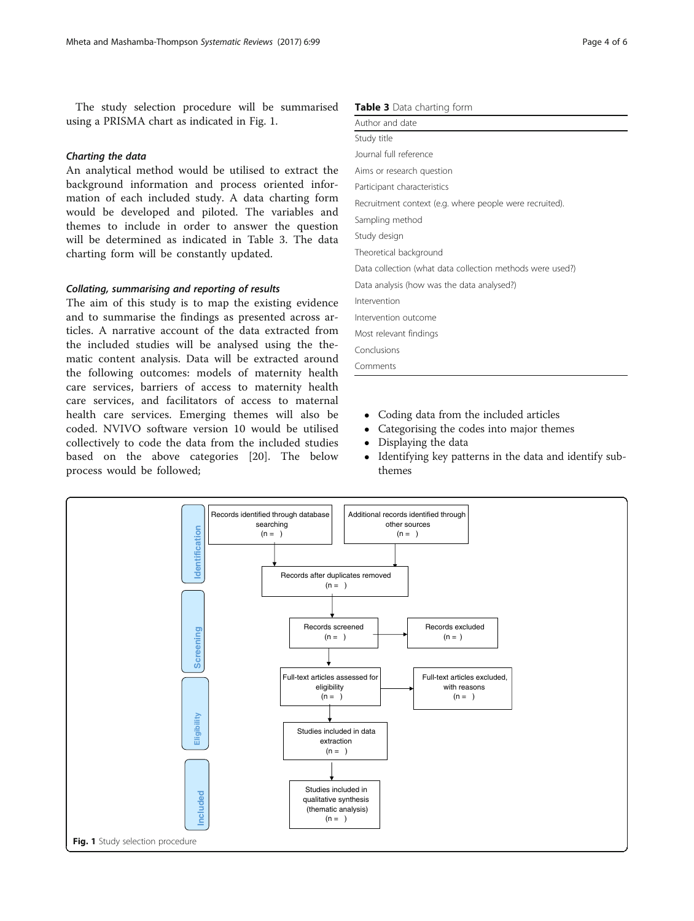The study selection procedure will be summarised using a PRISMA chart as indicated in Fig. 1.

### *Charting the data*

An analytical method would be utilised to extract the background information and process oriented information of each included study. A data charting form would be developed and piloted. The variables and themes to include in order to answer the question will be determined as indicated in Table 3. The data charting form will be constantly updated.

### *Collating, summarising and reporting of results*

The aim of this study is to map the existing evidence and to summarise the findings as presented across articles. A narrative account of the data extracted from the included studies will be analysed using the thematic content analysis. Data will be extracted around the following outcomes: models of maternity health care services, barriers of access to maternity health care services, and facilitators of access to maternal health care services. Emerging themes will also be coded. NVIVO software version 10 would be utilised collectively to code the data from the included studies based on the above categories [20]. The below process would be followed;

- Coding data from the included articles
- Categorising the codes into major themes
- Displaying the data
- Identifying key patterns in the data and identify sub-themes

**Table 3** Data charting form

| Author and date |
|---|
| Study title |
| Journal full reference |
| Aims or research question |
| Participant characteristics |
| Recruitment context (e.g. where people were recruited). |
| Sampling method |
| Study design |
| Theoretical background |
| Data collection (what data collection methods were used?) |
| Data analysis (how was the data analysed?) |
| Intervention |
| Intervention outcome |
| Most relevant findings |
| Conclusions |
| Comments |

**Identification**
- Records identified through database searching (n = )
- Additional records identified through other sources (n = )
- Records after duplicates removed (n = )

**Screening**
- Records screened (n = )
- Records excluded (n = )

**Eligibility**
- Full-text articles assessed for eligibility (n = )
- Full-text articles excluded, with reasons (n = )
- Studies included in data extraction (n = )

**Included**
- Studies included in qualitative synthesis (thematic analysis) (n = )

**Fig. 1** Study selection procedure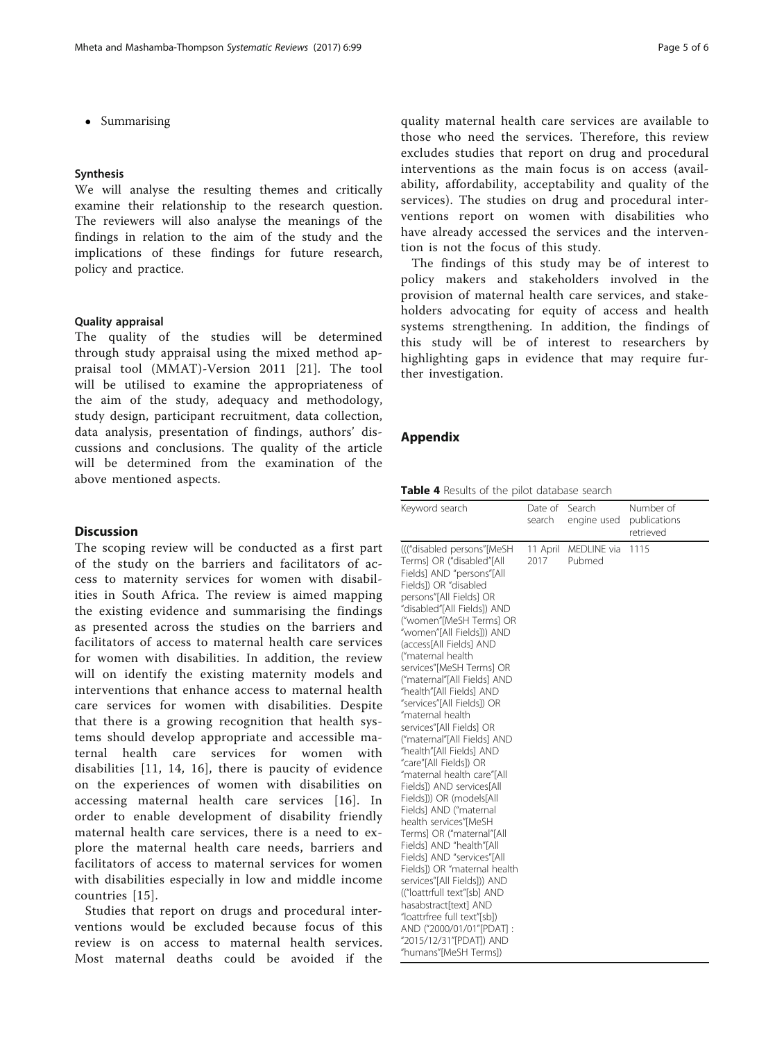- Summarising

### Synthesis

We will analyse the resulting themes and critically examine their relationship to the research question. The reviewers will also analyse the meanings of the findings in relation to the aim of the study and the implications of these findings for future research, policy and practice.

### Quality appraisal

The quality of the studies will be determined through study appraisal using the mixed method appraisal tool (MMAT)-Version 2011 [21]. The tool will be utilised to examine the appropriateness of the aim of the study, adequacy and methodology, study design, participant recruitment, data collection, data analysis, presentation of findings, authors' discussions and conclusions. The quality of the article will be determined from the examination of the above mentioned aspects.

## Discussion

The scoping review will be conducted as a first part of the study on the barriers and facilitators of access to maternity services for women with disabilities in South Africa. The review is aimed mapping the existing evidence and summarising the findings as presented across the studies on the barriers and facilitators of access to maternal health care services for women with disabilities. In addition, the review will on identify the existing maternity models and interventions that enhance access to maternal health care services for women with disabilities. Despite that there is a growing recognition that health systems should develop appropriate and accessible maternal health care services for women with disabilities [11, 14, 16], there is paucity of evidence on the experiences of women with disabilities on accessing maternal health care services [16]. In order to enable development of disability friendly maternal health care services, there is a need to explore the maternal health care needs, barriers and facilitators of access to maternal services for women with disabilities especially in low and middle income countries [15].

Studies that report on drugs and procedural interventions would be excluded because focus of this review is on access to maternal health services. Most maternal deaths could be avoided if the quality maternal health care services are available to those who need the services. Therefore, this review excludes studies that report on drug and procedural interventions as the main focus is on access (availability, affordability, acceptability and quality of the services). The studies on drug and procedural interventions report on women with disabilities who have already accessed the services and the intervention is not the focus of this study.

The findings of this study may be of interest to policy makers and stakeholders involved in the provision of maternal health care services, and stakeholders advocating for equity of access and health systems strengthening. In addition, the findings of this study will be of interest to researchers by highlighting gaps in evidence that may require further investigation.

## Appendix

**Table 4** Results of the pilot database search

| Keyword search | Date of search | Search engine used | Number of publications retrieved |
|---|---|---|---|
| ((("disabled persons"[MeSH Terms] OR ("disabled"[All Fields] AND "persons"[All Fields]) OR "disabled persons"[All Fields] OR "disabled"[All Fields]) AND ("women"[MeSH Terms] OR "women"[All Fields])) AND (access[All Fields] AND ("maternal health services"[MeSH Terms] OR ("maternal"[All Fields] AND "health"[All Fields] AND "services"[All Fields]) OR "maternal health services"[All Fields] OR ("maternal"[All Fields] AND "health"[All Fields] AND "care"[All Fields]) OR "maternal health care"[All Fields]) AND services[All Fields])) OR (models[All Fields] AND ("maternal health services"[MeSH Terms] OR ("maternal"[All Fields] AND "health"[All Fields] AND "services"[All Fields]) OR "maternal health services"[All Fields])) AND (("loattrfull text"[sb] AND hasabstract[text] AND "loattrfree full text"[sb]) AND ("2000/01/01"[PDAT] : "2015/12/31"[PDAT]) AND "humans"[MeSH Terms]) | 11 April 2017 | MEDLINE via Pubmed | 1115 |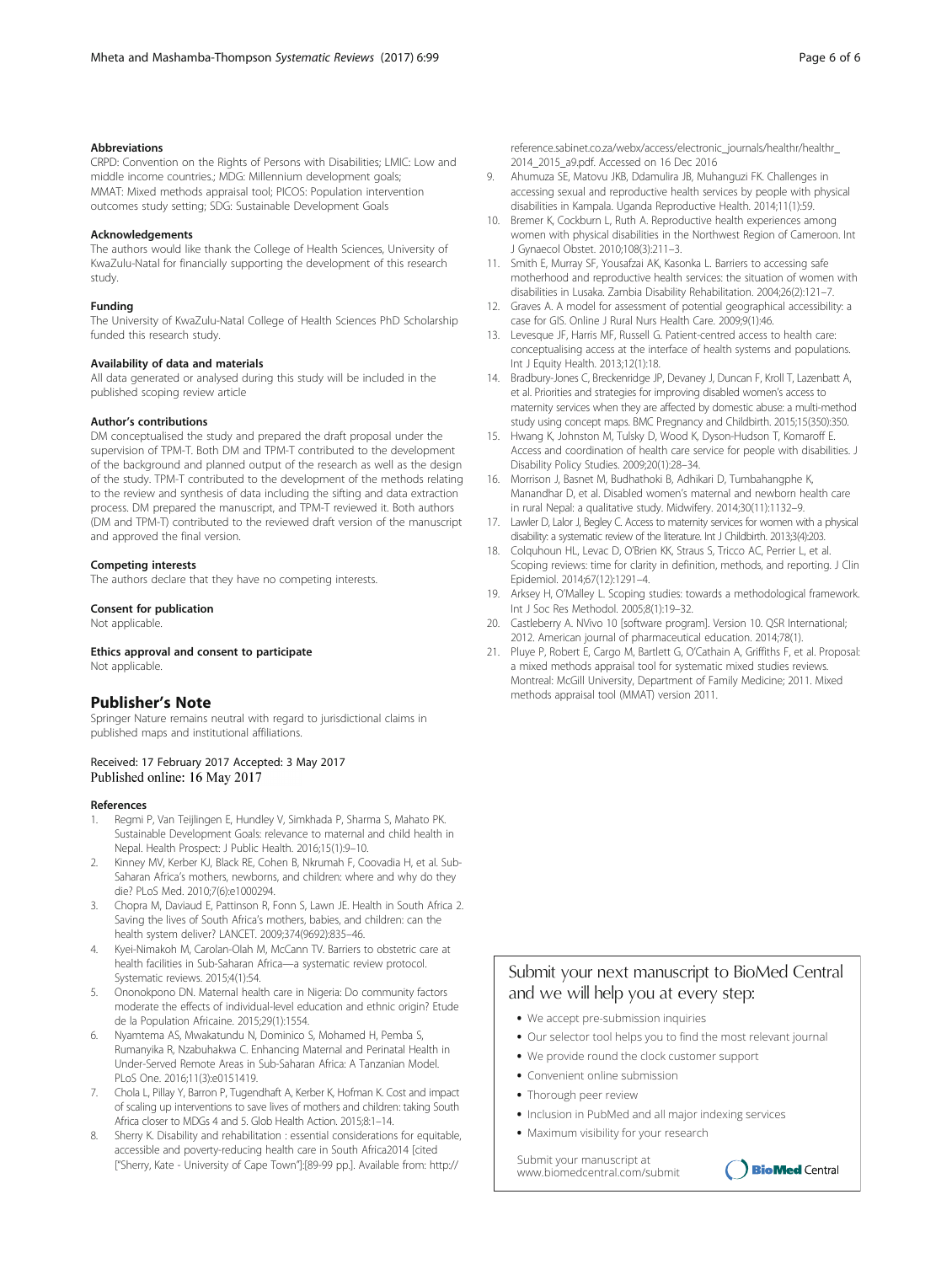### Abbreviations

CRPD: Convention on the Rights of Persons with Disabilities; LMIC: Low and middle income countries.; MDG: Millennium development goals; MMAT: Mixed methods appraisal tool; PICOS: Population intervention outcomes study setting; SDG: Sustainable Development Goals

### Acknowledgements

The authors would like thank the College of Health Sciences, University of KwaZulu-Natal for financially supporting the development of this research study.

### Funding

The University of KwaZulu-Natal College of Health Sciences PhD Scholarship funded this research study.

### Availability of data and materials

All data generated or analysed during this study will be included in the published scoping review article

### Author's contributions

DM conceptualised the study and prepared the draft proposal under the supervision of TPM-T. Both DM and TPM-T contributed to the development of the background and planned output of the research as well as the design of the study. TPM-T contributed to the development of the methods relating to the review and synthesis of data including the sifting and data extraction process. DM prepared the manuscript, and TPM-T reviewed it. Both authors (DM and TPM-T) contributed to the reviewed draft version of the manuscript and approved the final version.

### Competing interests

The authors declare that they have no competing interests.

### Consent for publication

Not applicable.

### Ethics approval and consent to participate

Not applicable.

## Publisher's Note

Springer Nature remains neutral with regard to jurisdictional claims in published maps and institutional affiliations.

Received: 17 February 2017 Accepted: 3 May 2017
Published online: 16 May 2017

### References

1. Regmi P, Van Teijlingen E, Hundley V, Simkhada P, Sharma S, Mahato PK. Sustainable Development Goals: relevance to maternal and child health in Nepal. Health Prospect: J Public Health. 2016;15(1):9–10.
2. Kinney MV, Kerber KJ, Black RE, Cohen B, Nkrumah F, Coovadia H, et al. Sub-Saharan Africa's mothers, newborns, and children: where and why do they die? PLoS Med. 2010;7(6):e1000294.
3. Chopra M, Daviaud E, Pattinson R, Fonn S, Lawn JE. Health in South Africa 2. Saving the lives of South Africa's mothers, babies, and children: can the health system deliver? LANCET. 2009;374(9692):835–46.
4. Kyei-Nimakoh M, Carolan-Olah M, McCann TV. Barriers to obstetric care at health facilities in Sub-Saharan Africa—a systematic review protocol. Systematic reviews. 2015;4(1):54.
5. Ononokpono DN. Maternal health care in Nigeria: Do community factors moderate the effects of individual-level education and ethnic origin? Etude de la Population Africaine. 2015;29(1):1554.
6. Nyamtema AS, Mwakatundu N, Dominico S, Mohamed H, Pemba S, Rumanyika R, Nzabuhakwa C. Enhancing Maternal and Perinatal Health in Under-Served Remote Areas in Sub-Saharan Africa: A Tanzanian Model. PLoS One. 2016;11(3):e0151419.
7. Chola L, Pillay Y, Barron P, Tugendhaft A, Kerber K, Hofman K. Cost and impact of scaling up interventions to save lives of mothers and children: taking South Africa closer to MDGs 4 and 5. Glob Health Action. 2015;8:1–14.
8. Sherry K. Disability and rehabilitation : essential considerations for equitable, accessible and poverty-reducing health care in South Africa2014 [cited ["Sherry, Kate - University of Cape Town"]:[89-99 pp.]. Available from: http://reference.sabinet.co.za/webx/access/electronic_journals/healthr/healthr_2014_2015_a9.pdf. Accessed on 16 Dec 2016
9. Ahumuza SE, Matovu JKB, Ddamulira JB, Muhanguzi FK. Challenges in accessing sexual and reproductive health services by people with physical disabilities in Kampala. Uganda Reproductive Health. 2014;11(1):59.
10. Bremer K, Cockburn L, Ruth A. Reproductive health experiences among women with physical disabilities in the Northwest Region of Cameroon. Int J Gynaecol Obstet. 2010;108(3):211–3.
11. Smith E, Murray SF, Yousafzai AK, Kasonka L. Barriers to accessing safe motherhood and reproductive health services: the situation of women with disabilities in Lusaka. Zambia Disability Rehabilitation. 2004;26(2):121–7.
12. Graves A. A model for assessment of potential geographical accessibility: a case for GIS. Online J Rural Nurs Health Care. 2009;9(1):46.
13. Levesque JF, Harris MF, Russell G. Patient-centred access to health care: conceptualising access at the interface of health systems and populations. Int J Equity Health. 2013;12(1):18.
14. Bradbury-Jones C, Breckenridge JP, Devaney J, Duncan F, Kroll T, Lazenbatt A, et al. Priorities and strategies for improving disabled women's access to maternity services when they are affected by domestic abuse: a multi-method study using concept maps. BMC Pregnancy and Childbirth. 2015;15(350):350.
15. Hwang K, Johnston M, Tulsky D, Wood K, Dyson-Hudson T, Komaroff E. Access and coordination of health care service for people with disabilities. J Disability Policy Studies. 2009;20(1):28–34.
16. Morrison J, Basnet M, Budhathoki B, Adhikari D, Tumbahangphe K, Manandhar D, et al. Disabled women's maternal and newborn health care in rural Nepal: a qualitative study. Midwifery. 2014;30(11):1132–9.
17. Lawler D, Lalor J, Begley C. Access to maternity services for women with a physical disability: a systematic review of the literature. Int J Childbirth. 2013;3(4):203.
18. Colquhoun HL, Levac D, O'Brien KK, Straus S, Tricco AC, Perrier L, et al. Scoping reviews: time for clarity in definition, methods, and reporting. J Clin Epidemiol. 2014;67(12):1291–4.
19. Arksey H, O'Malley L. Scoping studies: towards a methodological framework. Int J Soc Res Methodol. 2005;8(1):19–32.
20. Castleberry A. NVivo 10 [software program]. Version 10. QSR International; 2012. American journal of pharmaceutical education. 2014;78(1).
21. Pluye P, Robert E, Cargo M, Bartlett G, O'Cathain A, Griffiths F, et al. Proposal: a mixed methods appraisal tool for systematic mixed studies reviews. Montreal: McGill University, Department of Family Medicine; 2011. Mixed methods appraisal tool (MMAT) version 2011.